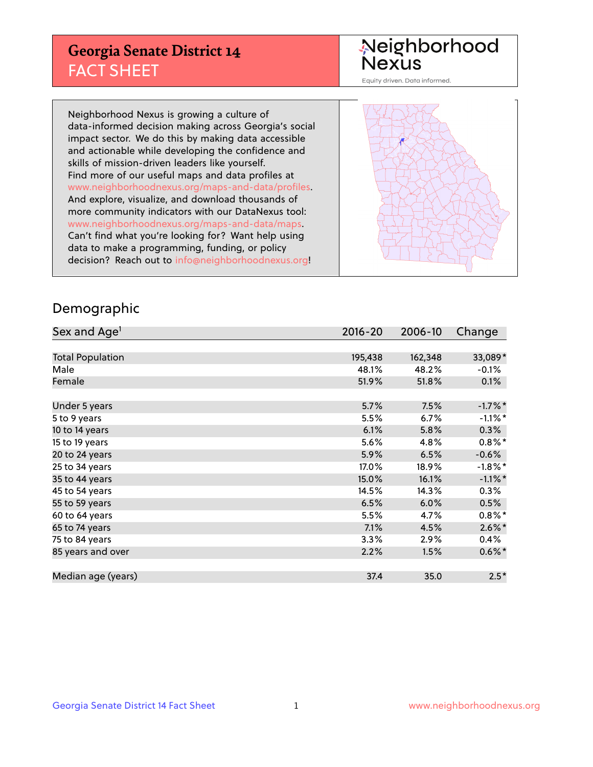# Georgia Senate District 14
## FACT SHEET

Neighborhood Nexus
Equity driven. Data informed.

Neighborhood Nexus is growing a culture of data-informed decision making across Georgia's social impact sector. We do this by making data accessible and actionable while developing the confidence and skills of mission-driven leaders like yourself. Find more of our useful maps and data profiles at www.neighborhoodnexus.org/maps-and-data/profiles. And explore, visualize, and download thousands of more community indicators with our DataNexus tool: www.neighborhoodnexus.org/maps-and-data/maps. Can't find what you're looking for? Want help using data to make a programming, funding, or policy decision? Reach out to info@neighborhoodnexus.org!

## Demographic

| Sex and Age[1] | 2016-20 | 2006-10 | Change |
|---|---|---|---|
| Total Population | 195,438 | 162,348 | 33,089* |
| Male | 48.1% | 48.2% | -0.1% |
| Female | 51.9% | 51.8% | 0.1% |
| Under 5 years | 5.7% | 7.5% | -1.7%* |
| 5 to 9 years | 5.5% | 6.7% | -1.1%* |
| 10 to 14 years | 6.1% | 5.8% | 0.3% |
| 15 to 19 years | 5.6% | 4.8% | 0.8%* |
| 20 to 24 years | 5.9% | 6.5% | -0.6% |
| 25 to 34 years | 17.0% | 18.9% | -1.8%* |
| 35 to 44 years | 15.0% | 16.1% | -1.1%* |
| 45 to 54 years | 14.5% | 14.3% | 0.3% |
| 55 to 59 years | 6.5% | 6.0% | 0.5% |
| 60 to 64 years | 5.5% | 4.7% | 0.8%* |
| 65 to 74 years | 7.1% | 4.5% | 2.6%* |
| 75 to 84 years | 3.3% | 2.9% | 0.4% |
| 85 years and over | 2.2% | 1.5% | 0.6%* |
| Median age (years) | 37.4 | 35.0 | 2.5* |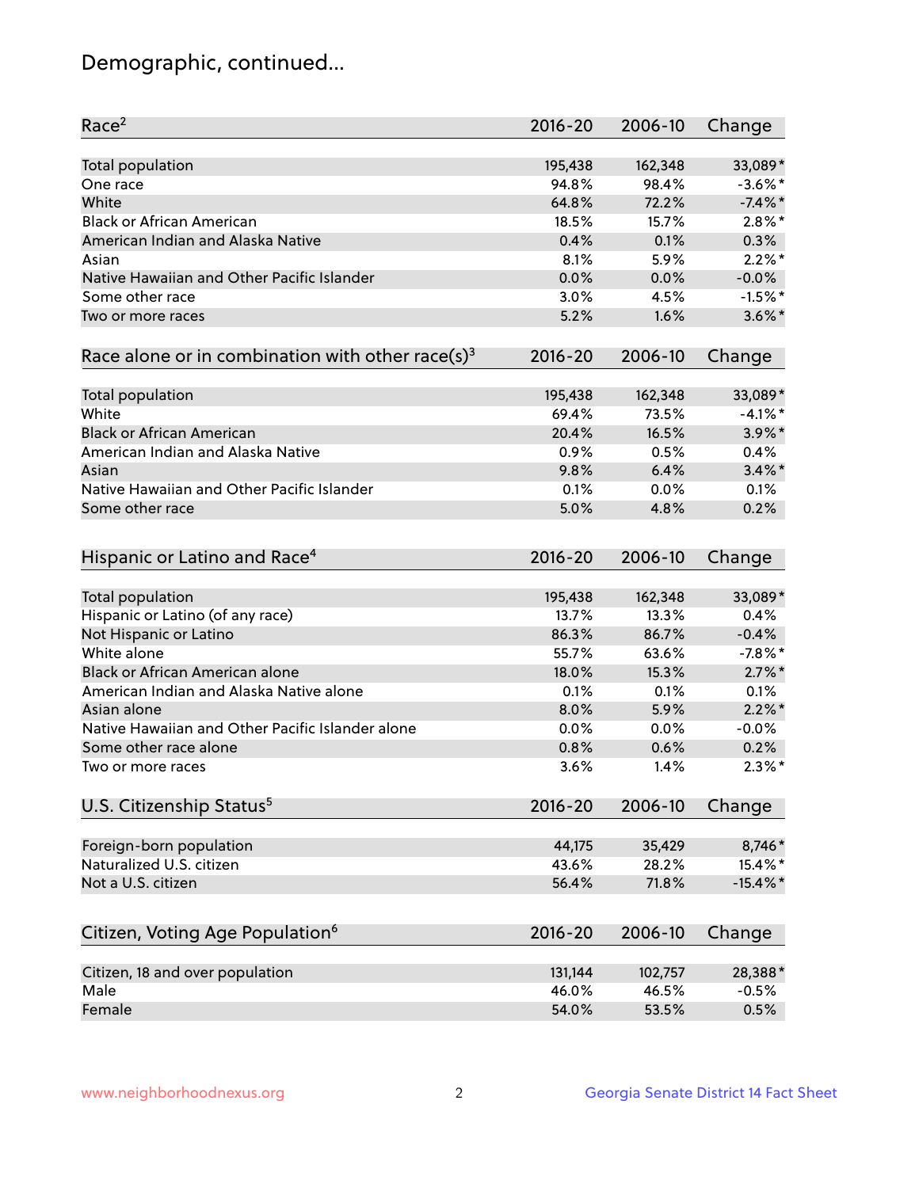# Demographic, continued...

| Race[2] | 2016-20 | 2006-10 | Change |
|---|---|---|---|
| Total population | 195,438 | 162,348 | 33,089* |
| One race | 94.8% | 98.4% | -3.6%* |
| White | 64.8% | 72.2% | -7.4%* |
| Black or African American | 18.5% | 15.7% | 2.8%* |
| American Indian and Alaska Native | 0.4% | 0.1% | 0.3% |
| Asian | 8.1% | 5.9% | 2.2%* |
| Native Hawaiian and Other Pacific Islander | 0.0% | 0.0% | -0.0% |
| Some other race | 3.0% | 4.5% | -1.5%* |
| Two or more races | 5.2% | 1.6% | 3.6%* |

| Race alone or in combination with other race(s)[3] | 2016-20 | 2006-10 | Change |
|---|---|---|---|
| Total population | 195,438 | 162,348 | 33,089* |
| White | 69.4% | 73.5% | -4.1%* |
| Black or African American | 20.4% | 16.5% | 3.9%* |
| American Indian and Alaska Native | 0.9% | 0.5% | 0.4% |
| Asian | 9.8% | 6.4% | 3.4%* |
| Native Hawaiian and Other Pacific Islander | 0.1% | 0.0% | 0.1% |
| Some other race | 5.0% | 4.8% | 0.2% |

| Hispanic or Latino and Race[4] | 2016-20 | 2006-10 | Change |
|---|---|---|---|
| Total population | 195,438 | 162,348 | 33,089* |
| Hispanic or Latino (of any race) | 13.7% | 13.3% | 0.4% |
| Not Hispanic or Latino | 86.3% | 86.7% | -0.4% |
| White alone | 55.7% | 63.6% | -7.8%* |
| Black or African American alone | 18.0% | 15.3% | 2.7%* |
| American Indian and Alaska Native alone | 0.1% | 0.1% | 0.1% |
| Asian alone | 8.0% | 5.9% | 2.2%* |
| Native Hawaiian and Other Pacific Islander alone | 0.0% | 0.0% | -0.0% |
| Some other race alone | 0.8% | 0.6% | 0.2% |
| Two or more races | 3.6% | 1.4% | 2.3%* |

| U.S. Citizenship Status[5] | 2016-20 | 2006-10 | Change |
|---|---|---|---|
| Foreign-born population | 44,175 | 35,429 | 8,746* |
| Naturalized U.S. citizen | 43.6% | 28.2% | 15.4%* |
| Not a U.S. citizen | 56.4% | 71.8% | -15.4%* |

| Citizen, Voting Age Population[6] | 2016-20 | 2006-10 | Change |
|---|---|---|---|
| Citizen, 18 and over population | 131,144 | 102,757 | 28,388* |
| Male | 46.0% | 46.5% | -0.5% |
| Female | 54.0% | 53.5% | 0.5% |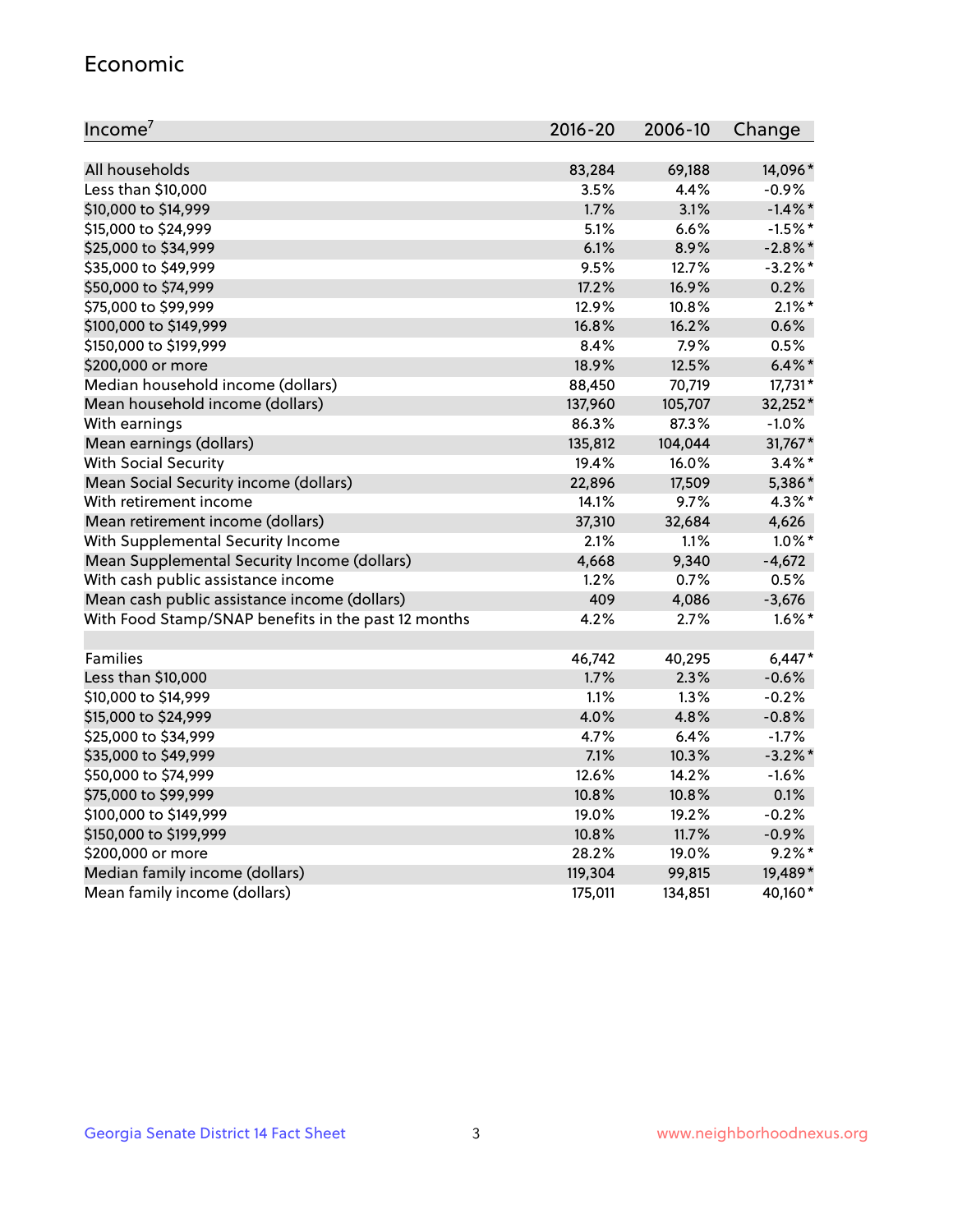## Economic

| Income[7] | 2016-20 | 2006-10 | Change |
|---|---|---|---|
| All households | 83,284 | 69,188 | 14,096* |
| Less than $10,000 | 3.5% | 4.4% | -0.9% |
| $10,000 to $14,999 | 1.7% | 3.1% | -1.4%* |
| $15,000 to $24,999 | 5.1% | 6.6% | -1.5%* |
| $25,000 to $34,999 | 6.1% | 8.9% | -2.8%* |
| $35,000 to $49,999 | 9.5% | 12.7% | -3.2%* |
| $50,000 to $74,999 | 17.2% | 16.9% | 0.2% |
| $75,000 to $99,999 | 12.9% | 10.8% | 2.1%* |
| $100,000 to $149,999 | 16.8% | 16.2% | 0.6% |
| $150,000 to $199,999 | 8.4% | 7.9% | 0.5% |
| $200,000 or more | 18.9% | 12.5% | 6.4%* |
| Median household income (dollars) | 88,450 | 70,719 | 17,731* |
| Mean household income (dollars) | 137,960 | 105,707 | 32,252* |
| With earnings | 86.3% | 87.3% | -1.0% |
| Mean earnings (dollars) | 135,812 | 104,044 | 31,767* |
| With Social Security | 19.4% | 16.0% | 3.4%* |
| Mean Social Security income (dollars) | 22,896 | 17,509 | 5,386* |
| With retirement income | 14.1% | 9.7% | 4.3%* |
| Mean retirement income (dollars) | 37,310 | 32,684 | 4,626 |
| With Supplemental Security Income | 2.1% | 1.1% | 1.0%* |
| Mean Supplemental Security Income (dollars) | 4,668 | 9,340 | -4,672 |
| With cash public assistance income | 1.2% | 0.7% | 0.5% |
| Mean cash public assistance income (dollars) | 409 | 4,086 | -3,676 |
| With Food Stamp/SNAP benefits in the past 12 months | 4.2% | 2.7% | 1.6%* |
| | | | |
| Families | 46,742 | 40,295 | 6,447* |
| Less than $10,000 | 1.7% | 2.3% | -0.6% |
| $10,000 to $14,999 | 1.1% | 1.3% | -0.2% |
| $15,000 to $24,999 | 4.0% | 4.8% | -0.8% |
| $25,000 to $34,999 | 4.7% | 6.4% | -1.7% |
| $35,000 to $49,999 | 7.1% | 10.3% | -3.2%* |
| $50,000 to $74,999 | 12.6% | 14.2% | -1.6% |
| $75,000 to $99,999 | 10.8% | 10.8% | 0.1% |
| $100,000 to $149,999 | 19.0% | 19.2% | -0.2% |
| $150,000 to $199,999 | 10.8% | 11.7% | -0.9% |
| $200,000 or more | 28.2% | 19.0% | 9.2%* |
| Median family income (dollars) | 119,304 | 99,815 | 19,489* |
| Mean family income (dollars) | 175,011 | 134,851 | 40,160* |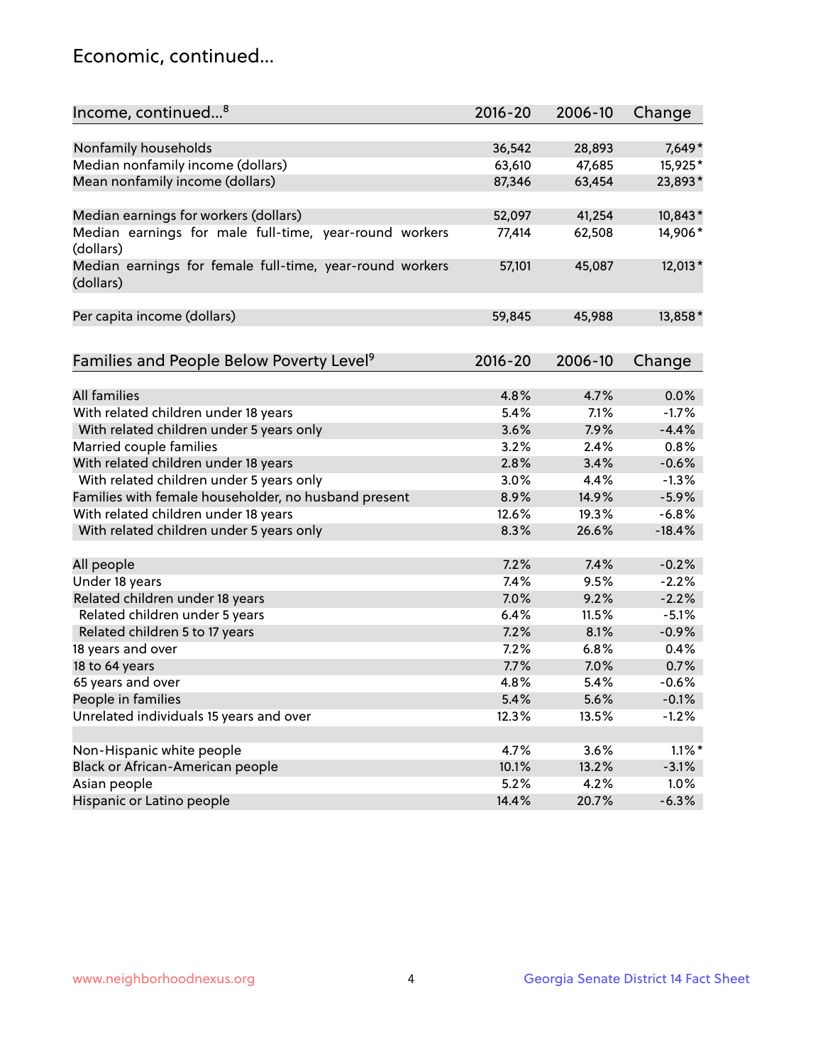## Economic, continued...

| Income, continued...[8] | 2016-20 | 2006-10 | Change |
|---|---|---|---|
| Nonfamily households | 36,542 | 28,893 | 7,649* |
| Median nonfamily income (dollars) | 63,610 | 47,685 | 15,925* |
| Mean nonfamily income (dollars) | 87,346 | 63,454 | 23,893* |
| Median earnings for workers (dollars) | 52,097 | 41,254 | 10,843* |
| Median earnings for male full-time, year-round workers (dollars) | 77,414 | 62,508 | 14,906* |
| Median earnings for female full-time, year-round workers (dollars) | 57,101 | 45,087 | 12,013* |
| Per capita income (dollars) | 59,845 | 45,988 | 13,858* |

| Families and People Below Poverty Level[9] | 2016-20 | 2006-10 | Change |
|---|---|---|---|
| All families | 4.8% | 4.7% | 0.0% |
| With related children under 18 years | 5.4% | 7.1% | -1.7% |
| With related children under 5 years only | 3.6% | 7.9% | -4.4% |
| Married couple families | 3.2% | 2.4% | 0.8% |
| With related children under 18 years | 2.8% | 3.4% | -0.6% |
| With related children under 5 years only | 3.0% | 4.4% | -1.3% |
| Families with female householder, no husband present | 8.9% | 14.9% | -5.9% |
| With related children under 18 years | 12.6% | 19.3% | -6.8% |
| With related children under 5 years only | 8.3% | 26.6% | -18.4% |
| All people | 7.2% | 7.4% | -0.2% |
| Under 18 years | 7.4% | 9.5% | -2.2% |
| Related children under 18 years | 7.0% | 9.2% | -2.2% |
| Related children under 5 years | 6.4% | 11.5% | -5.1% |
| Related children 5 to 17 years | 7.2% | 8.1% | -0.9% |
| 18 years and over | 7.2% | 6.8% | 0.4% |
| 18 to 64 years | 7.7% | 7.0% | 0.7% |
| 65 years and over | 4.8% | 5.4% | -0.6% |
| People in families | 5.4% | 5.6% | -0.1% |
| Unrelated individuals 15 years and over | 12.3% | 13.5% | -1.2% |
| Non-Hispanic white people | 4.7% | 3.6% | 1.1%* |
| Black or African-American people | 10.1% | 13.2% | -3.1% |
| Asian people | 5.2% | 4.2% | 1.0% |
| Hispanic or Latino people | 14.4% | 20.7% | -6.3% |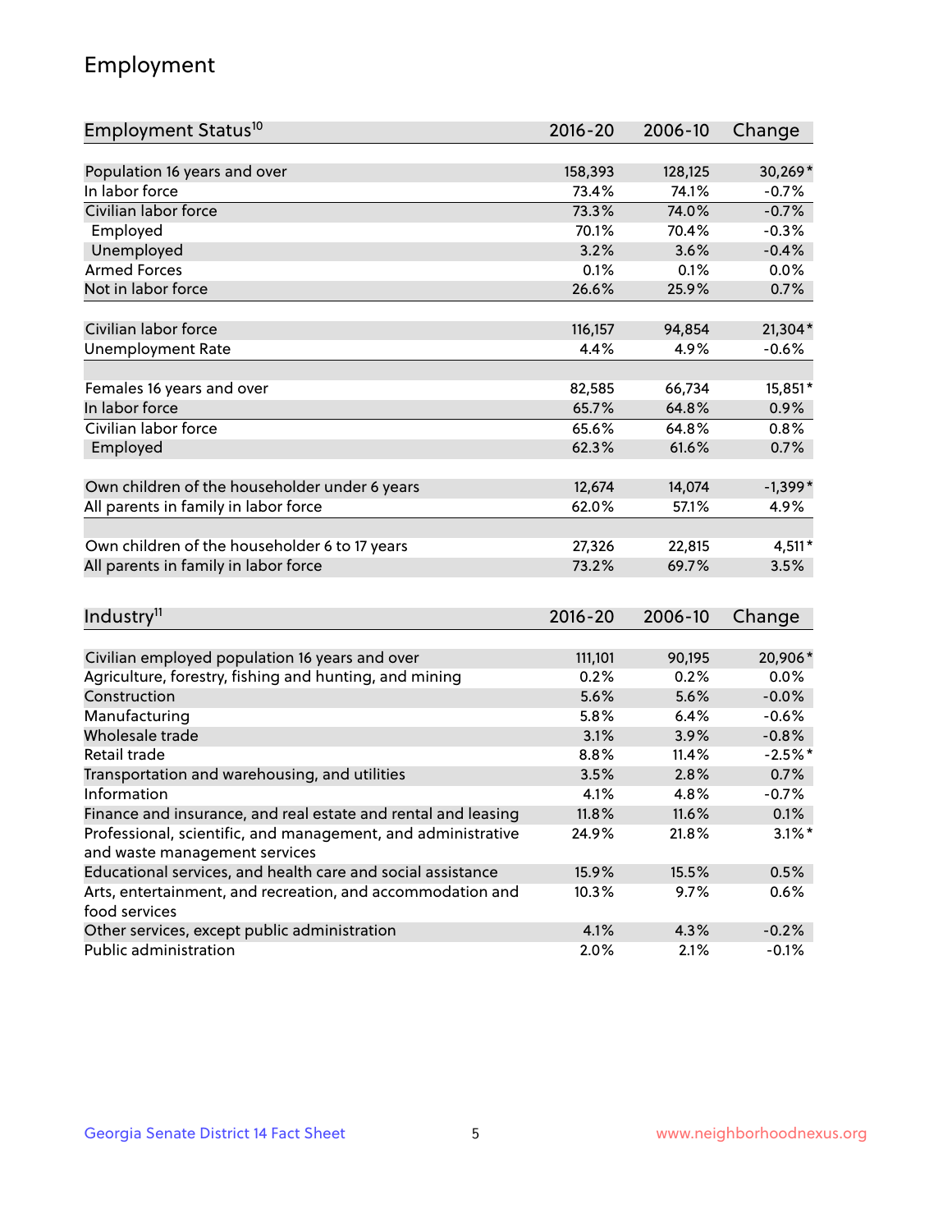# Employment

| Employment Status[10] | 2016-20 | 2006-10 | Change |
|---|---|---|---|
| Population 16 years and over | 158,393 | 128,125 | 30,269* |
| In labor force | 73.4% | 74.1% | -0.7% |
| Civilian labor force | 73.3% | 74.0% | -0.7% |
| Employed | 70.1% | 70.4% | -0.3% |
| Unemployed | 3.2% | 3.6% | -0.4% |
| Armed Forces | 0.1% | 0.1% | 0.0% |
| Not in labor force | 26.6% | 25.9% | 0.7% |
| | | | |
| Civilian labor force | 116,157 | 94,854 | 21,304* |
| Unemployment Rate | 4.4% | 4.9% | -0.6% |
| | | | |
| Females 16 years and over | 82,585 | 66,734 | 15,851* |
| In labor force | 65.7% | 64.8% | 0.9% |
| Civilian labor force | 65.6% | 64.8% | 0.8% |
| Employed | 62.3% | 61.6% | 0.7% |
| | | | |
| Own children of the householder under 6 years | 12,674 | 14,074 | -1,399* |
| All parents in family in labor force | 62.0% | 57.1% | 4.9% |
| | | | |
| Own children of the householder 6 to 17 years | 27,326 | 22,815 | 4,511* |
| All parents in family in labor force | 73.2% | 69.7% | 3.5% |

| Industry[11] | 2016-20 | 2006-10 | Change |
|---|---|---|---|
| Civilian employed population 16 years and over | 111,101 | 90,195 | 20,906* |
| Agriculture, forestry, fishing and hunting, and mining | 0.2% | 0.2% | 0.0% |
| Construction | 5.6% | 5.6% | -0.0% |
| Manufacturing | 5.8% | 6.4% | -0.6% |
| Wholesale trade | 3.1% | 3.9% | -0.8% |
| Retail trade | 8.8% | 11.4% | -2.5%* |
| Transportation and warehousing, and utilities | 3.5% | 2.8% | 0.7% |
| Information | 4.1% | 4.8% | -0.7% |
| Finance and insurance, and real estate and rental and leasing | 11.8% | 11.6% | 0.1% |
| Professional, scientific, and management, and administrative and waste management services | 24.9% | 21.8% | 3.1%* |
| Educational services, and health care and social assistance | 15.9% | 15.5% | 0.5% |
| Arts, entertainment, and recreation, and accommodation and food services | 10.3% | 9.7% | 0.6% |
| Other services, except public administration | 4.1% | 4.3% | -0.2% |
| Public administration | 2.0% | 2.1% | -0.1% |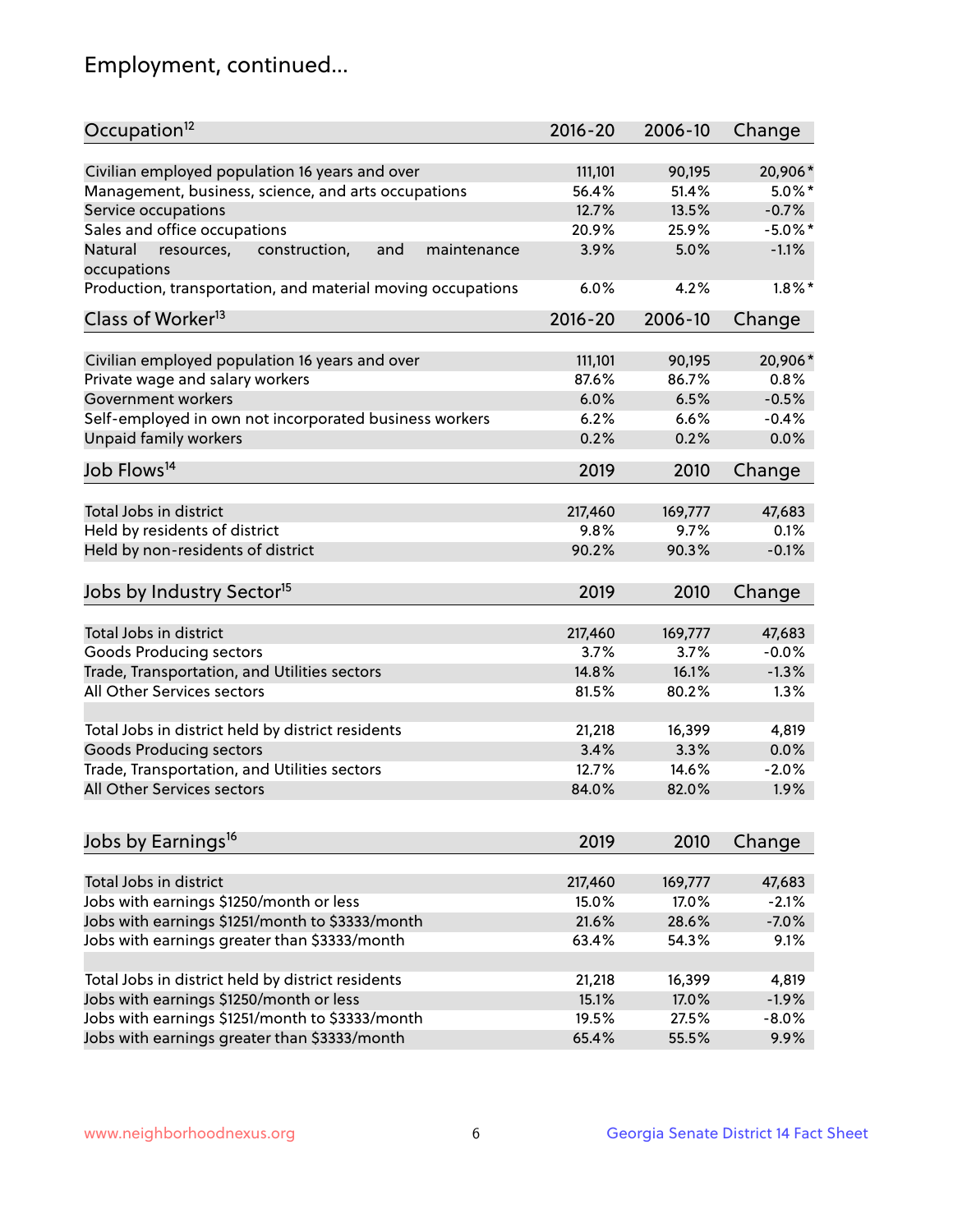## Employment, continued...

| Occupation[12] | 2016-20 | 2006-10 | Change |
|---|---|---|---|
| Civilian employed population 16 years and over | 111,101 | 90,195 | 20,906* |
| Management, business, science, and arts occupations | 56.4% | 51.4% | 5.0%* |
| Service occupations | 12.7% | 13.5% | -0.7% |
| Sales and office occupations | 20.9% | 25.9% | -5.0%* |
| Natural resources, construction, and maintenance occupations | 3.9% | 5.0% | -1.1% |
| Production, transportation, and material moving occupations | 6.0% | 4.2% | 1.8%* |

| Class of Worker[13] | 2016-20 | 2006-10 | Change |
|---|---|---|---|
| Civilian employed population 16 years and over | 111,101 | 90,195 | 20,906* |
| Private wage and salary workers | 87.6% | 86.7% | 0.8% |
| Government workers | 6.0% | 6.5% | -0.5% |
| Self-employed in own not incorporated business workers | 6.2% | 6.6% | -0.4% |
| Unpaid family workers | 0.2% | 0.2% | 0.0% |

| Job Flows[14] | 2019 | 2010 | Change |
|---|---|---|---|
| Total Jobs in district | 217,460 | 169,777 | 47,683 |
| Held by residents of district | 9.8% | 9.7% | 0.1% |
| Held by non-residents of district | 90.2% | 90.3% | -0.1% |

| Jobs by Industry Sector[15] | 2019 | 2010 | Change |
|---|---|---|---|
| Total Jobs in district | 217,460 | 169,777 | 47,683 |
| Goods Producing sectors | 3.7% | 3.7% | -0.0% |
| Trade, Transportation, and Utilities sectors | 14.8% | 16.1% | -1.3% |
| All Other Services sectors | 81.5% | 80.2% | 1.3% |
| | | | |
| Total Jobs in district held by district residents | 21,218 | 16,399 | 4,819 |
| Goods Producing sectors | 3.4% | 3.3% | 0.0% |
| Trade, Transportation, and Utilities sectors | 12.7% | 14.6% | -2.0% |
| All Other Services sectors | 84.0% | 82.0% | 1.9% |

| Jobs by Earnings[16] | 2019 | 2010 | Change |
|---|---|---|---|
| Total Jobs in district | 217,460 | 169,777 | 47,683 |
| Jobs with earnings $1250/month or less | 15.0% | 17.0% | -2.1% |
| Jobs with earnings $1251/month to $3333/month | 21.6% | 28.6% | -7.0% |
| Jobs with earnings greater than $3333/month | 63.4% | 54.3% | 9.1% |
| | | | |
| Total Jobs in district held by district residents | 21,218 | 16,399 | 4,819 |
| Jobs with earnings $1250/month or less | 15.1% | 17.0% | -1.9% |
| Jobs with earnings $1251/month to $3333/month | 19.5% | 27.5% | -8.0% |
| Jobs with earnings greater than $3333/month | 65.4% | 55.5% | 9.9% |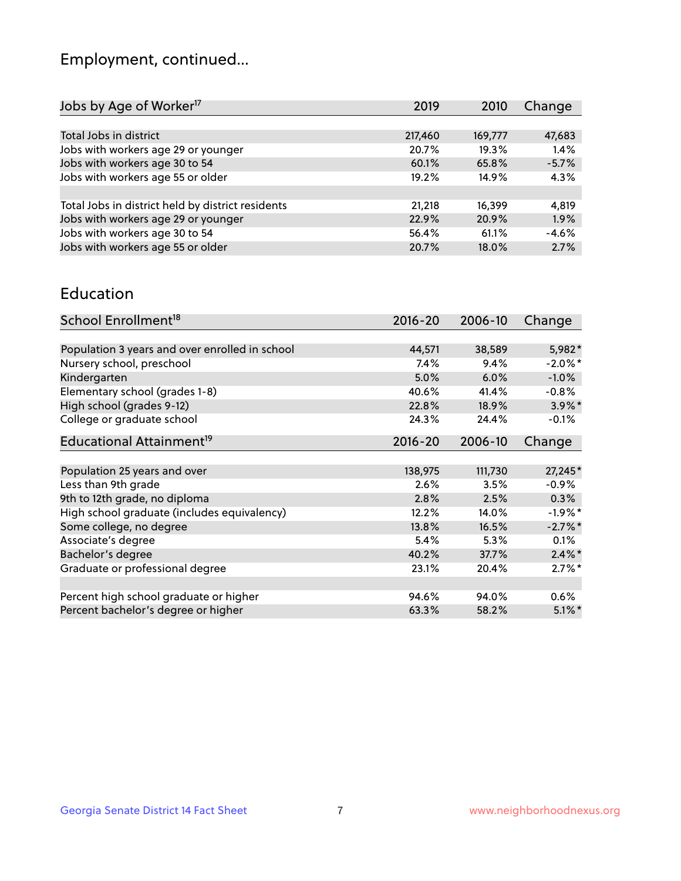## Employment, continued...

| Jobs by Age of Worker[17] | 2019 | 2010 | Change |
|---|---|---|---|
| Total Jobs in district | 217,460 | 169,777 | 47,683 |
| Jobs with workers age 29 or younger | 20.7% | 19.3% | 1.4% |
| Jobs with workers age 30 to 54 | 60.1% | 65.8% | -5.7% |
| Jobs with workers age 55 or older | 19.2% | 14.9% | 4.3% |
| | | | |
| Total Jobs in district held by district residents | 21,218 | 16,399 | 4,819 |
| Jobs with workers age 29 or younger | 22.9% | 20.9% | 1.9% |
| Jobs with workers age 30 to 54 | 56.4% | 61.1% | -4.6% |
| Jobs with workers age 55 or older | 20.7% | 18.0% | 2.7% |

## Education

| School Enrollment[18] | 2016-20 | 2006-10 | Change |
|---|---|---|---|
| Population 3 years and over enrolled in school | 44,571 | 38,589 | 5,982* |
| Nursery school, preschool | 7.4% | 9.4% | -2.0%* |
| Kindergarten | 5.0% | 6.0% | -1.0% |
| Elementary school (grades 1-8) | 40.6% | 41.4% | -0.8% |
| High school (grades 9-12) | 22.8% | 18.9% | 3.9%* |
| College or graduate school | 24.3% | 24.4% | -0.1% |

| Educational Attainment[19] | 2016-20 | 2006-10 | Change |
|---|---|---|---|
| Population 25 years and over | 138,975 | 111,730 | 27,245* |
| Less than 9th grade | 2.6% | 3.5% | -0.9% |
| 9th to 12th grade, no diploma | 2.8% | 2.5% | 0.3% |
| High school graduate (includes equivalency) | 12.2% | 14.0% | -1.9%* |
| Some college, no degree | 13.8% | 16.5% | -2.7%* |
| Associate's degree | 5.4% | 5.3% | 0.1% |
| Bachelor's degree | 40.2% | 37.7% | 2.4%* |
| Graduate or professional degree | 23.1% | 20.4% | 2.7%* |
| | | | |
| Percent high school graduate or higher | 94.6% | 94.0% | 0.6% |
| Percent bachelor's degree or higher | 63.3% | 58.2% | 5.1%* |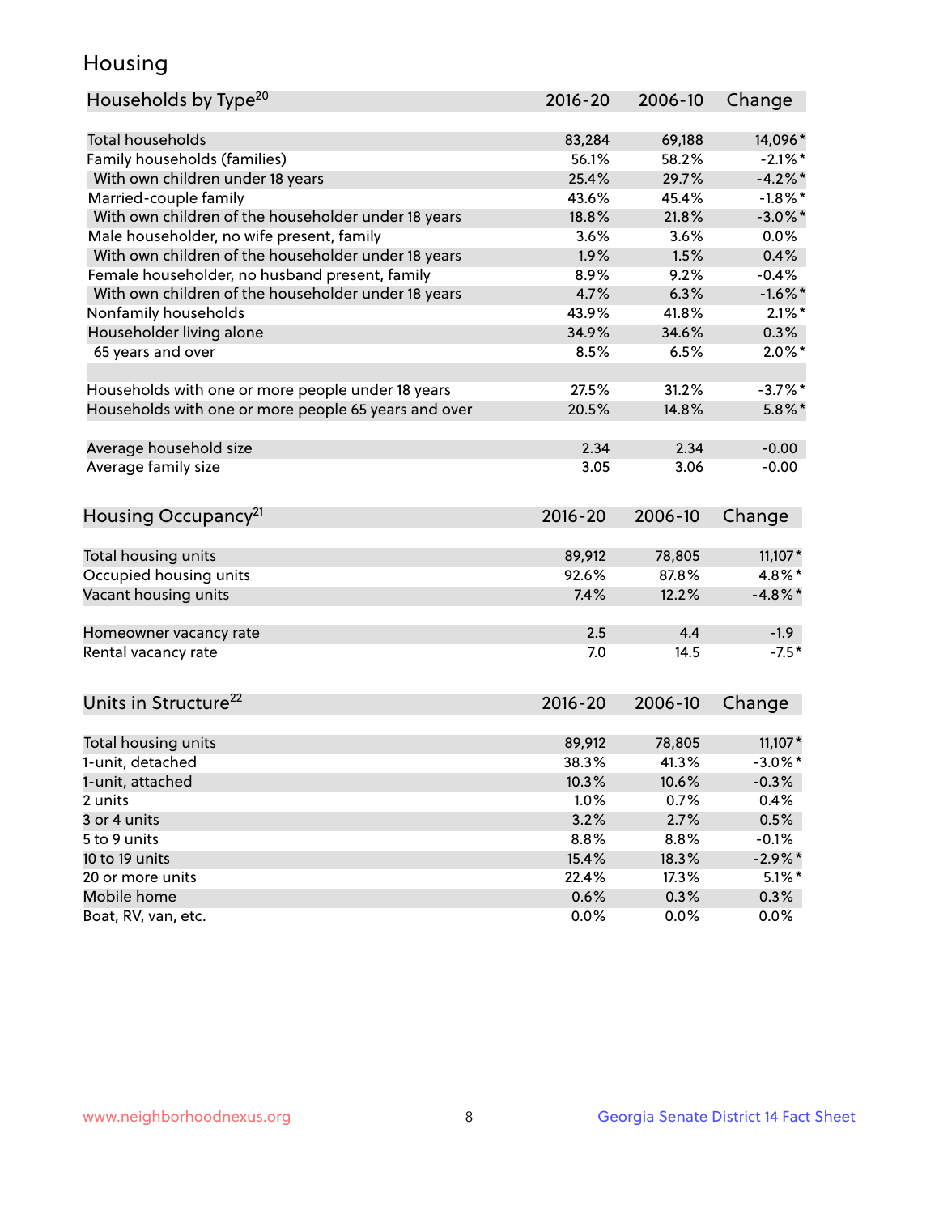# Housing

| Households by Type[20] | 2016-20 | 2006-10 | Change |
|---|---|---|---|
| Total households | 83,284 | 69,188 | 14,096* |
| Family households (families) | 56.1% | 58.2% | -2.1%* |
| With own children under 18 years | 25.4% | 29.7% | -4.2%* |
| Married-couple family | 43.6% | 45.4% | -1.8%* |
| With own children of the householder under 18 years | 18.8% | 21.8% | -3.0%* |
| Male householder, no wife present, family | 3.6% | 3.6% | 0.0% |
| With own children of the householder under 18 years | 1.9% | 1.5% | 0.4% |
| Female householder, no husband present, family | 8.9% | 9.2% | -0.4% |
| With own children of the householder under 18 years | 4.7% | 6.3% | -1.6%* |
| Nonfamily households | 43.9% | 41.8% | 2.1%* |
| Householder living alone | 34.9% | 34.6% | 0.3% |
| 65 years and over | 8.5% | 6.5% | 2.0%* |
| | | | |
| Households with one or more people under 18 years | 27.5% | 31.2% | -3.7%* |
| Households with one or more people 65 years and over | 20.5% | 14.8% | 5.8%* |
| | | | |
| Average household size | 2.34 | 2.34 | -0.00 |
| Average family size | 3.05 | 3.06 | -0.00 |

| Housing Occupancy[21] | 2016-20 | 2006-10 | Change |
|---|---|---|---|
| Total housing units | 89,912 | 78,805 | 11,107* |
| Occupied housing units | 92.6% | 87.8% | 4.8%* |
| Vacant housing units | 7.4% | 12.2% | -4.8%* |
| | | | |
| Homeowner vacancy rate | 2.5 | 4.4 | -1.9 |
| Rental vacancy rate | 7.0 | 14.5 | -7.5* |

| Units in Structure[22] | 2016-20 | 2006-10 | Change |
|---|---|---|---|
| Total housing units | 89,912 | 78,805 | 11,107* |
| 1-unit, detached | 38.3% | 41.3% | -3.0%* |
| 1-unit, attached | 10.3% | 10.6% | -0.3% |
| 2 units | 1.0% | 0.7% | 0.4% |
| 3 or 4 units | 3.2% | 2.7% | 0.5% |
| 5 to 9 units | 8.8% | 8.8% | -0.1% |
| 10 to 19 units | 15.4% | 18.3% | -2.9%* |
| 20 or more units | 22.4% | 17.3% | 5.1%* |
| Mobile home | 0.6% | 0.3% | 0.3% |
| Boat, RV, van, etc. | 0.0% | 0.0% | 0.0% |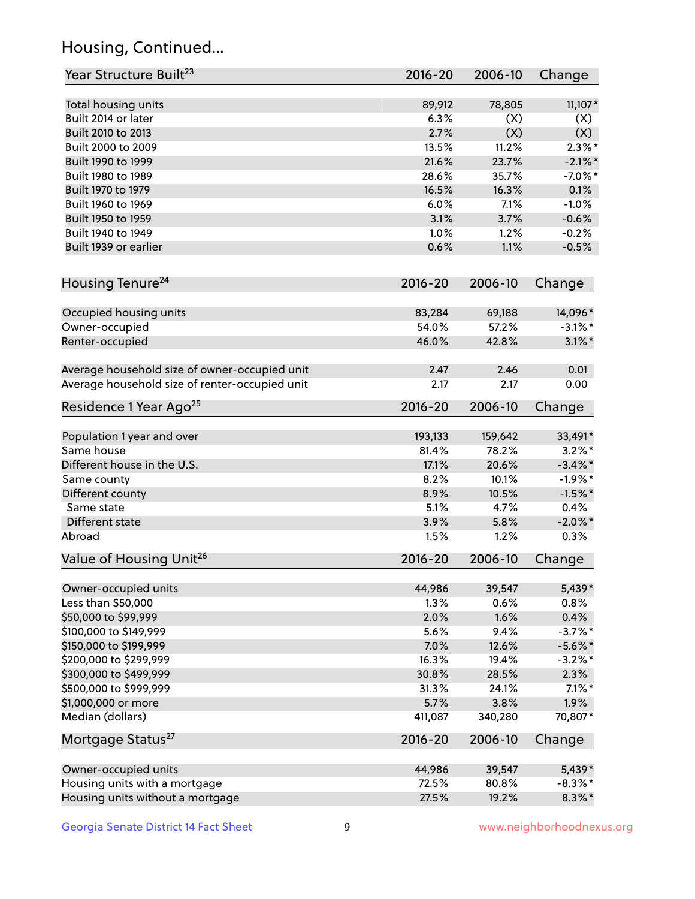## Housing, Continued...

| Year Structure Built[23] | 2016-20 | 2006-10 | Change |
|---|---|---|---|
| Total housing units | 89,912 | 78,805 | 11,107* |
| Built 2014 or later | 6.3% | (X) | (X) |
| Built 2010 to 2013 | 2.7% | (X) | (X) |
| Built 2000 to 2009 | 13.5% | 11.2% | 2.3%* |
| Built 1990 to 1999 | 21.6% | 23.7% | -2.1%* |
| Built 1980 to 1989 | 28.6% | 35.7% | -7.0%* |
| Built 1970 to 1979 | 16.5% | 16.3% | 0.1% |
| Built 1960 to 1969 | 6.0% | 7.1% | -1.0% |
| Built 1950 to 1959 | 3.1% | 3.7% | -0.6% |
| Built 1940 to 1949 | 1.0% | 1.2% | -0.2% |
| Built 1939 or earlier | 0.6% | 1.1% | -0.5% |

| Housing Tenure[24] | 2016-20 | 2006-10 | Change |
|---|---|---|---|
| Occupied housing units | 83,284 | 69,188 | 14,096* |
| Owner-occupied | 54.0% | 57.2% | -3.1%* |
| Renter-occupied | 46.0% | 42.8% | 3.1%* |
| Average household size of owner-occupied unit | 2.47 | 2.46 | 0.01 |
| Average household size of renter-occupied unit | 2.17 | 2.17 | 0.00 |

| Residence 1 Year Ago[25] | 2016-20 | 2006-10 | Change |
|---|---|---|---|
| Population 1 year and over | 193,133 | 159,642 | 33,491* |
| Same house | 81.4% | 78.2% | 3.2%* |
| Different house in the U.S. | 17.1% | 20.6% | -3.4%* |
| Same county | 8.2% | 10.1% | -1.9%* |
| Different county | 8.9% | 10.5% | -1.5%* |
| Same state | 5.1% | 4.7% | 0.4% |
| Different state | 3.9% | 5.8% | -2.0%* |
| Abroad | 1.5% | 1.2% | 0.3% |

| Value of Housing Unit[26] | 2016-20 | 2006-10 | Change |
|---|---|---|---|
| Owner-occupied units | 44,986 | 39,547 | 5,439* |
| Less than $50,000 | 1.3% | 0.6% | 0.8% |
| $50,000 to $99,999 | 2.0% | 1.6% | 0.4% |
| $100,000 to $149,999 | 5.6% | 9.4% | -3.7%* |
| $150,000 to $199,999 | 7.0% | 12.6% | -5.6%* |
| $200,000 to $299,999 | 16.3% | 19.4% | -3.2%* |
| $300,000 to $499,999 | 30.8% | 28.5% | 2.3% |
| $500,000 to $999,999 | 31.3% | 24.1% | 7.1%* |
| $1,000,000 or more | 5.7% | 3.8% | 1.9% |
| Median (dollars) | 411,087 | 340,280 | 70,807* |

| Mortgage Status[27] | 2016-20 | 2006-10 | Change |
|---|---|---|---|
| Owner-occupied units | 44,986 | 39,547 | 5,439* |
| Housing units with a mortgage | 72.5% | 80.8% | -8.3%* |
| Housing units without a mortgage | 27.5% | 19.2% | 8.3%* |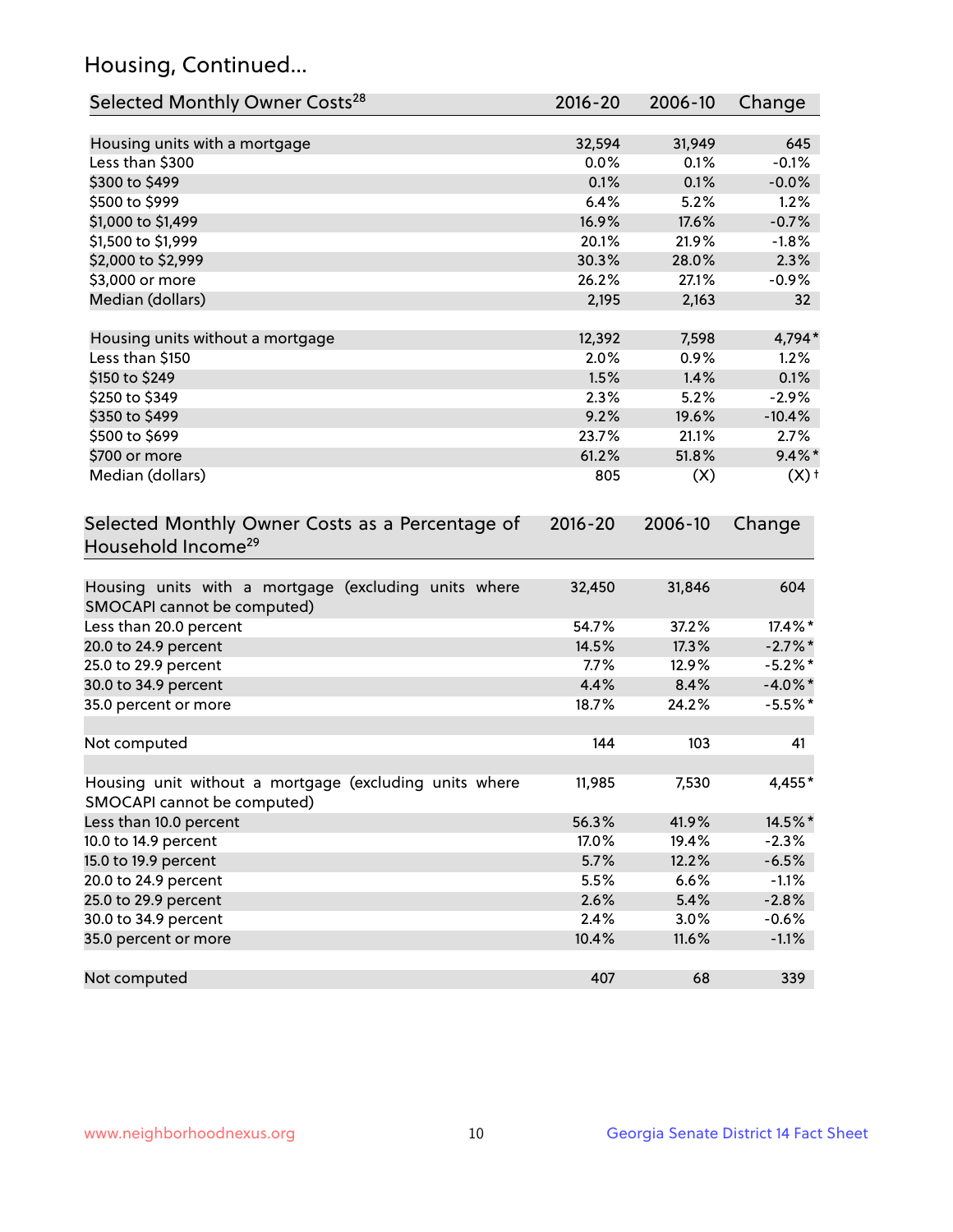## Housing, Continued...

| Selected Monthly Owner Costs[28] | 2016-20 | 2006-10 | Change |
|---|---|---|---|
| Housing units with a mortgage | 32,594 | 31,949 | 645 |
| Less than $300 | 0.0% | 0.1% | -0.1% |
| $300 to $499 | 0.1% | 0.1% | -0.0% |
| $500 to $999 | 6.4% | 5.2% | 1.2% |
| $1,000 to $1,499 | 16.9% | 17.6% | -0.7% |
| $1,500 to $1,999 | 20.1% | 21.9% | -1.8% |
| $2,000 to $2,999 | 30.3% | 28.0% | 2.3% |
| $3,000 or more | 26.2% | 27.1% | -0.9% |
| Median (dollars) | 2,195 | 2,163 | 32 |
| | | | |
| Housing units without a mortgage | 12,392 | 7,598 | 4,794* |
| Less than $150 | 2.0% | 0.9% | 1.2% |
| $150 to $249 | 1.5% | 1.4% | 0.1% |
| $250 to $349 | 2.3% | 5.2% | -2.9% |
| $350 to $499 | 9.2% | 19.6% | -10.4% |
| $500 to $699 | 23.7% | 21.1% | 2.7% |
| $700 or more | 61.2% | 51.8% | 9.4%* |
| Median (dollars) | 805 | (X) | (X)† |

| Selected Monthly Owner Costs as a Percentage of Household Income[29] | 2016-20 | 2006-10 | Change |
|---|---|---|---|
| Housing units with a mortgage (excluding units where SMOCAPI cannot be computed) | 32,450 | 31,846 | 604 |
| Less than 20.0 percent | 54.7% | 37.2% | 17.4%* |
| 20.0 to 24.9 percent | 14.5% | 17.3% | -2.7%* |
| 25.0 to 29.9 percent | 7.7% | 12.9% | -5.2%* |
| 30.0 to 34.9 percent | 4.4% | 8.4% | -4.0%* |
| 35.0 percent or more | 18.7% | 24.2% | -5.5%* |
| | | | |
| Not computed | 144 | 103 | 41 |
| | | | |
| Housing unit without a mortgage (excluding units where SMOCAPI cannot be computed) | 11,985 | 7,530 | 4,455* |
| Less than 10.0 percent | 56.3% | 41.9% | 14.5%* |
| 10.0 to 14.9 percent | 17.0% | 19.4% | -2.3% |
| 15.0 to 19.9 percent | 5.7% | 12.2% | -6.5% |
| 20.0 to 24.9 percent | 5.5% | 6.6% | -1.1% |
| 25.0 to 29.9 percent | 2.6% | 5.4% | -2.8% |
| 30.0 to 34.9 percent | 2.4% | 3.0% | -0.6% |
| 35.0 percent or more | 10.4% | 11.6% | -1.1% |
| | | | |
| Not computed | 407 | 68 | 339 |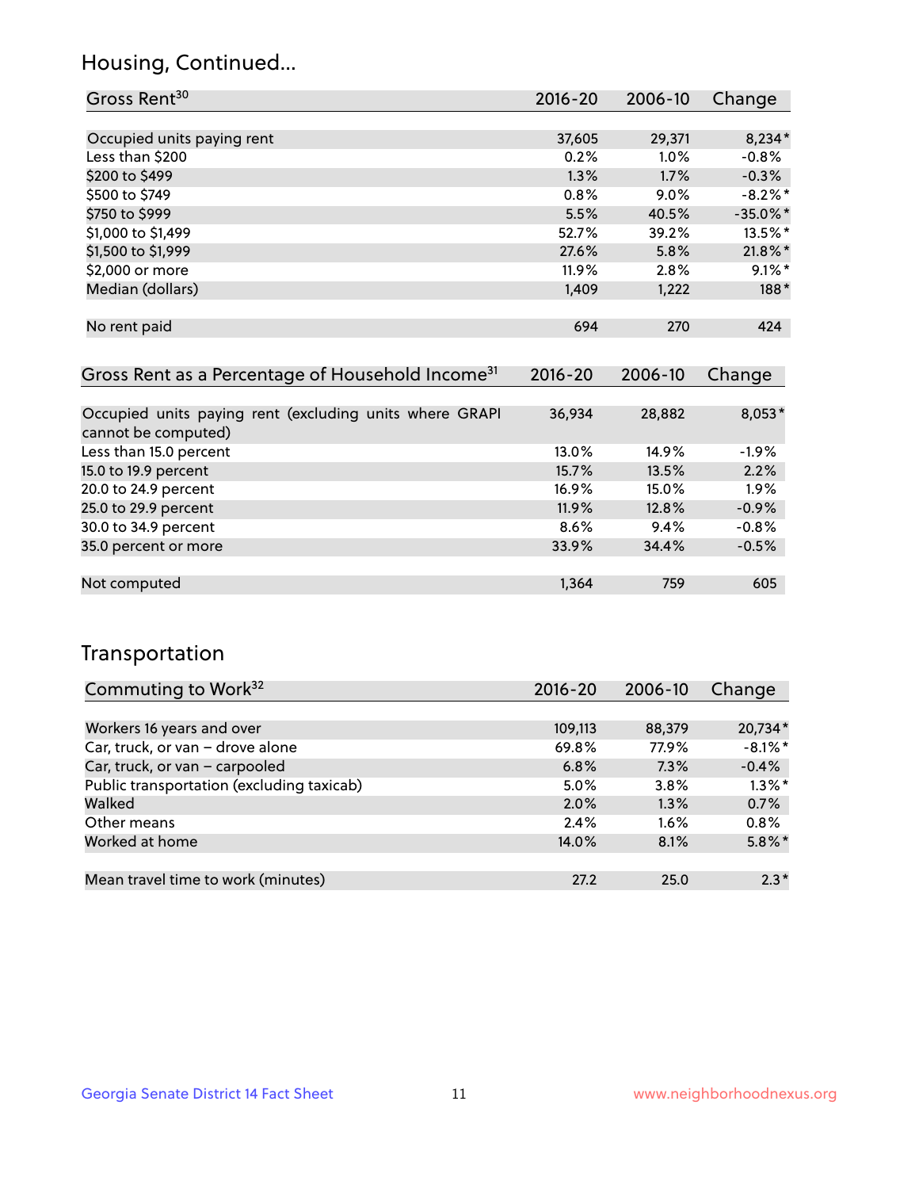## Housing, Continued...

| Gross Rent[30] | 2016-20 | 2006-10 | Change |
|---|---|---|---|
| Occupied units paying rent | 37,605 | 29,371 | 8,234* |
| Less than $200 | 0.2% | 1.0% | -0.8% |
| $200 to $499 | 1.3% | 1.7% | -0.3% |
| $500 to $749 | 0.8% | 9.0% | -8.2%* |
| $750 to $999 | 5.5% | 40.5% | -35.0%* |
| $1,000 to $1,499 | 52.7% | 39.2% | 13.5%* |
| $1,500 to $1,999 | 27.6% | 5.8% | 21.8%* |
| $2,000 or more | 11.9% | 2.8% | 9.1%* |
| Median (dollars) | 1,409 | 1,222 | 188* |
| No rent paid | 694 | 270 | 424 |

| Gross Rent as a Percentage of Household Income[31] | 2016-20 | 2006-10 | Change |
|---|---|---|---|
| Occupied units paying rent (excluding units where GRAPI cannot be computed) | 36,934 | 28,882 | 8,053* |
| Less than 15.0 percent | 13.0% | 14.9% | -1.9% |
| 15.0 to 19.9 percent | 15.7% | 13.5% | 2.2% |
| 20.0 to 24.9 percent | 16.9% | 15.0% | 1.9% |
| 25.0 to 29.9 percent | 11.9% | 12.8% | -0.9% |
| 30.0 to 34.9 percent | 8.6% | 9.4% | -0.8% |
| 35.0 percent or more | 33.9% | 34.4% | -0.5% |
| Not computed | 1,364 | 759 | 605 |

## Transportation

| Commuting to Work[32] | 2016-20 | 2006-10 | Change |
|---|---|---|---|
| Workers 16 years and over | 109,113 | 88,379 | 20,734* |
| Car, truck, or van – drove alone | 69.8% | 77.9% | -8.1%* |
| Car, truck, or van – carpooled | 6.8% | 7.3% | -0.4% |
| Public transportation (excluding taxicab) | 5.0% | 3.8% | 1.3%* |
| Walked | 2.0% | 1.3% | 0.7% |
| Other means | 2.4% | 1.6% | 0.8% |
| Worked at home | 14.0% | 8.1% | 5.8%* |
| Mean travel time to work (minutes) | 27.2 | 25.0 | 2.3* |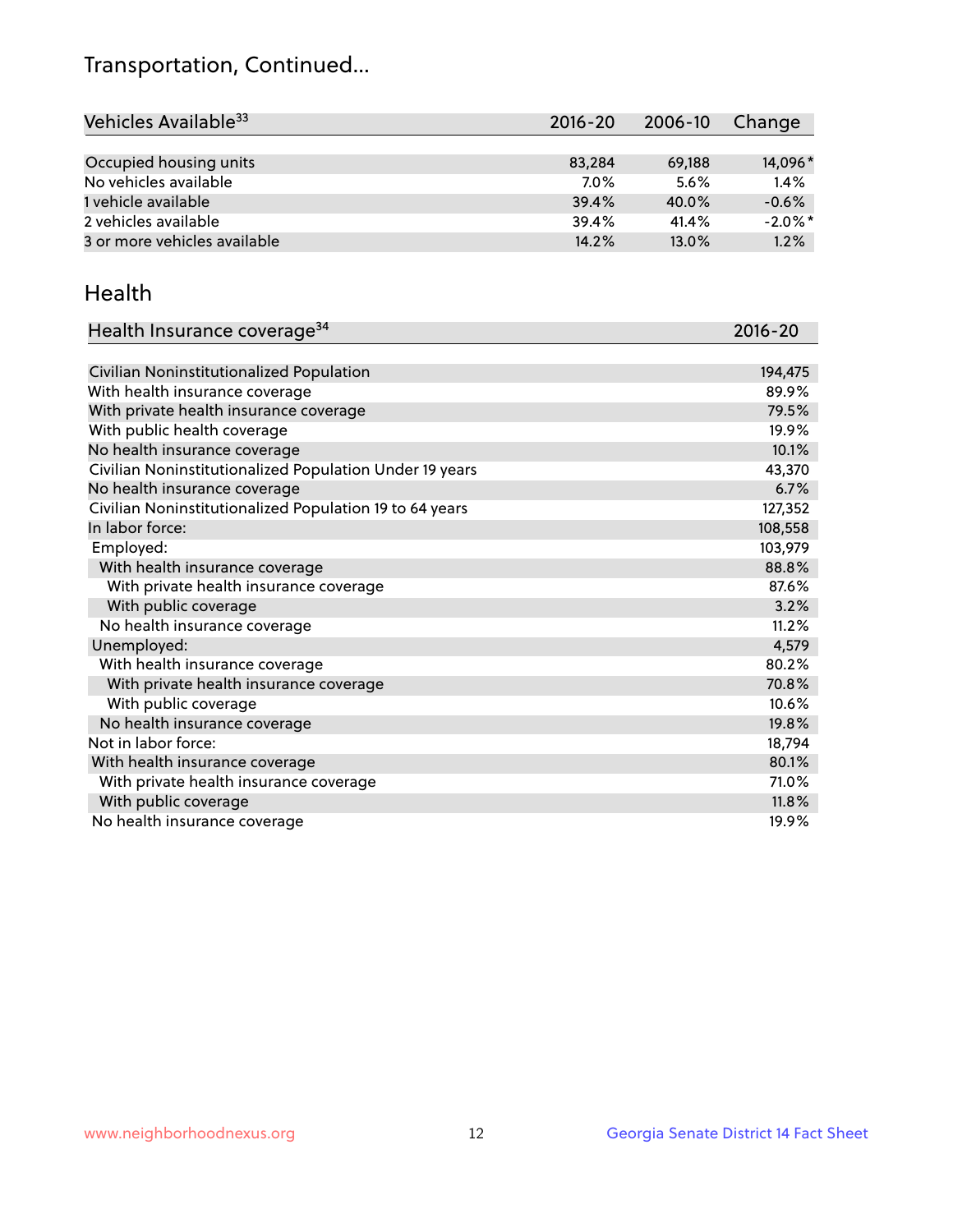# Transportation, Continued...

| Vehicles Available[33] | 2016-20 | 2006-10 | Change |
|---|---|---|---|
| Occupied housing units | 83,284 | 69,188 | 14,096* |
| No vehicles available | 7.0% | 5.6% | 1.4% |
| 1 vehicle available | 39.4% | 40.0% | -0.6% |
| 2 vehicles available | 39.4% | 41.4% | -2.0%* |
| 3 or more vehicles available | 14.2% | 13.0% | 1.2% |

## Health

| Health Insurance coverage[34] | 2016-20 |
|---|---|
| Civilian Noninstitutionalized Population | 194,475 |
| With health insurance coverage | 89.9% |
| With private health insurance coverage | 79.5% |
| With public health coverage | 19.9% |
| No health insurance coverage | 10.1% |
| Civilian Noninstitutionalized Population Under 19 years | 43,370 |
| No health insurance coverage | 6.7% |
| Civilian Noninstitutionalized Population 19 to 64 years | 127,352 |
| In labor force: | 108,558 |
| Employed: | 103,979 |
| With health insurance coverage | 88.8% |
| With private health insurance coverage | 87.6% |
| With public coverage | 3.2% |
| No health insurance coverage | 11.2% |
| Unemployed: | 4,579 |
| With health insurance coverage | 80.2% |
| With private health insurance coverage | 70.8% |
| With public coverage | 10.6% |
| No health insurance coverage | 19.8% |
| Not in labor force: | 18,794 |
| With health insurance coverage | 80.1% |
| With private health insurance coverage | 71.0% |
| With public coverage | 11.8% |
| No health insurance coverage | 19.9% |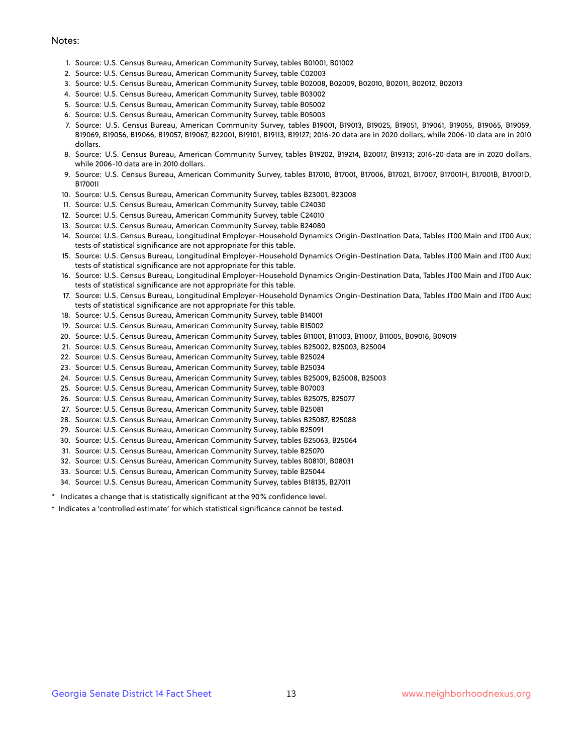Notes:

1. Source: U.S. Census Bureau, American Community Survey, tables B01001, B01002
2. Source: U.S. Census Bureau, American Community Survey, table C02003
3. Source: U.S. Census Bureau, American Community Survey, table B02008, B02009, B02010, B02011, B02012, B02013
4. Source: U.S. Census Bureau, American Community Survey, table B03002
5. Source: U.S. Census Bureau, American Community Survey, table B05002
6. Source: U.S. Census Bureau, American Community Survey, table B05003
7. Source: U.S. Census Bureau, American Community Survey, tables B19001, B19013, B19025, B19051, B19061, B19055, B19065, B19059, B19069, B19056, B19066, B19057, B19067, B22001, B19101, B19113, B19127; 2016-20 data are in 2020 dollars, while 2006-10 data are in 2010 dollars.
8. Source: U.S. Census Bureau, American Community Survey, tables B19202, B19214, B20017, B19313; 2016-20 data are in 2020 dollars, while 2006-10 data are in 2010 dollars.
9. Source: U.S. Census Bureau, American Community Survey, tables B17010, B17001, B17006, B17021, B17007, B17001H, B17001B, B17001D, B17001I
10. Source: U.S. Census Bureau, American Community Survey, tables B23001, B23008
11. Source: U.S. Census Bureau, American Community Survey, table C24030
12. Source: U.S. Census Bureau, American Community Survey, table C24010
13. Source: U.S. Census Bureau, American Community Survey, table B24080
14. Source: U.S. Census Bureau, Longitudinal Employer-Household Dynamics Origin-Destination Data, Tables JT00 Main and JT00 Aux; tests of statistical significance are not appropriate for this table.
15. Source: U.S. Census Bureau, Longitudinal Employer-Household Dynamics Origin-Destination Data, Tables JT00 Main and JT00 Aux; tests of statistical significance are not appropriate for this table.
16. Source: U.S. Census Bureau, Longitudinal Employer-Household Dynamics Origin-Destination Data, Tables JT00 Main and JT00 Aux; tests of statistical significance are not appropriate for this table.
17. Source: U.S. Census Bureau, Longitudinal Employer-Household Dynamics Origin-Destination Data, Tables JT00 Main and JT00 Aux; tests of statistical significance are not appropriate for this table.
18. Source: U.S. Census Bureau, American Community Survey, table B14001
19. Source: U.S. Census Bureau, American Community Survey, table B15002
20. Source: U.S. Census Bureau, American Community Survey, tables B11001, B11003, B11007, B11005, B09016, B09019
21. Source: U.S. Census Bureau, American Community Survey, tables B25002, B25003, B25004
22. Source: U.S. Census Bureau, American Community Survey, table B25024
23. Source: U.S. Census Bureau, American Community Survey, table B25034
24. Source: U.S. Census Bureau, American Community Survey, tables B25009, B25008, B25003
25. Source: U.S. Census Bureau, American Community Survey, table B07003
26. Source: U.S. Census Bureau, American Community Survey, tables B25075, B25077
27. Source: U.S. Census Bureau, American Community Survey, table B25081
28. Source: U.S. Census Bureau, American Community Survey, tables B25087, B25088
29. Source: U.S. Census Bureau, American Community Survey, table B25091
30. Source: U.S. Census Bureau, American Community Survey, tables B25063, B25064
31. Source: U.S. Census Bureau, American Community Survey, table B25070
32. Source: U.S. Census Bureau, American Community Survey, tables B08101, B08031
33. Source: U.S. Census Bureau, American Community Survey, table B25044
34. Source: U.S. Census Bureau, American Community Survey, tables B18135, B27011

\* Indicates a change that is statistically significant at the 90% confidence level.

† Indicates a 'controlled estimate' for which statistical significance cannot be tested.